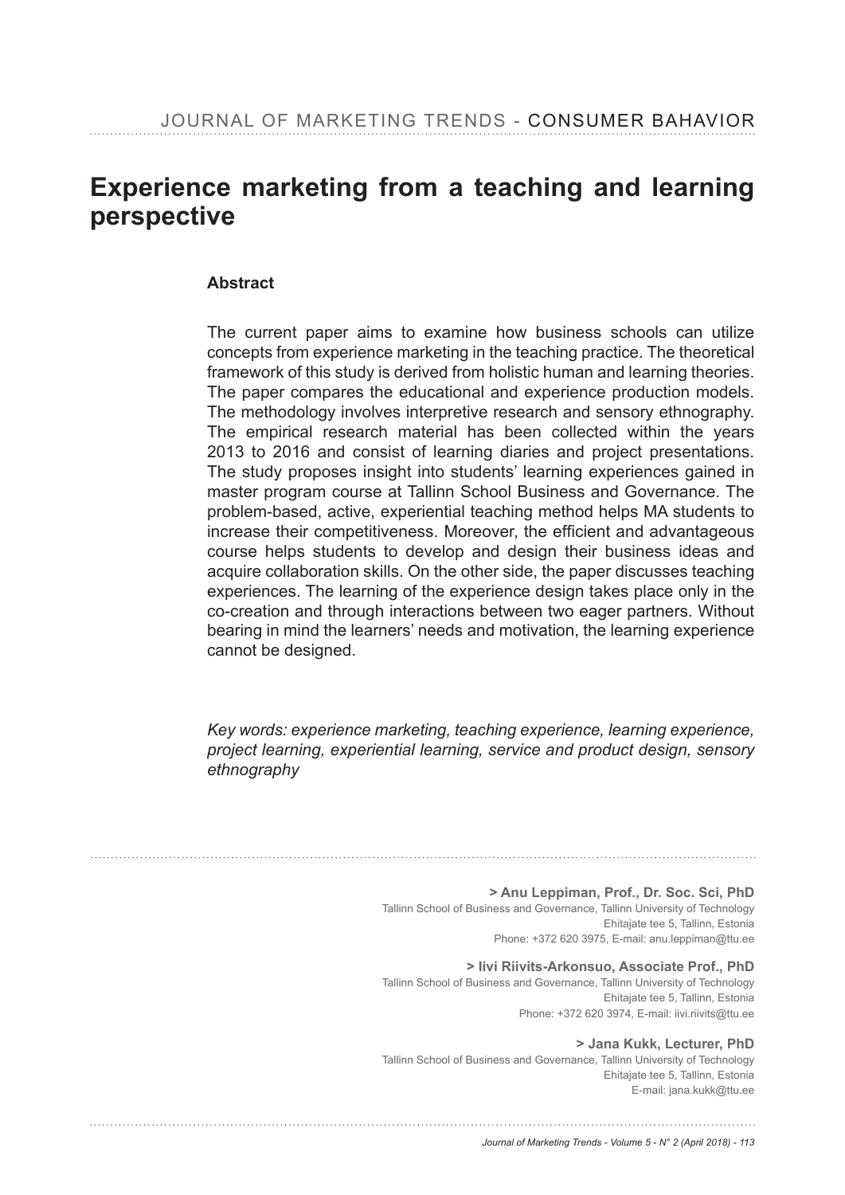# Experience marketing from a teaching and learning perspective

## Abstract

The current paper aims to examine how business schools can utilize concepts from experience marketing in the teaching practice. The theoretical framework of this study is derived from holistic human and learning theories. The paper compares the educational and experience production models. The methodology involves interpretive research and sensory ethnography. The empirical research material has been collected within the years 2013 to 2016 and consist of learning diaries and project presentations. The study proposes insight into students' learning experiences gained in master program course at Tallinn School Business and Governance. The problem-based, active, experiential teaching method helps MA students to increase their competitiveness. Moreover, the efficient and advantageous course helps students to develop and design their business ideas and acquire collaboration skills. On the other side, the paper discusses teaching experiences. The learning of the experience design takes place only in the co-creation and through interactions between two eager partners. Without bearing in mind the learners' needs and motivation, the learning experience cannot be designed.

*Key words: experience marketing, teaching experience, learning experience, project learning, experiential learning, service and product design, sensory ethnography*

---

**> Anu Leppiman, Prof., Dr. Soc. Sci, PhD**
Tallinn School of Business and Governance, Tallinn University of Technology
Ehitajate tee 5, Tallinn, Estonia
Phone: +372 620 3975, E-mail: anu.leppiman@ttu.ee

**> Iivi Riivits-Arkonsuo, Associate Prof., PhD**
Tallinn School of Business and Governance, Tallinn University of Technology
Ehitajate tee 5, Tallinn, Estonia
Phone: +372 620 3974, E-mail: iivi.riivits@ttu.ee

**> Jana Kukk, Lecturer, PhD**
Tallinn School of Business and Governance, Tallinn University of Technology
Ehitajate tee 5, Tallinn, Estonia
E-mail: jana.kukk@ttu.ee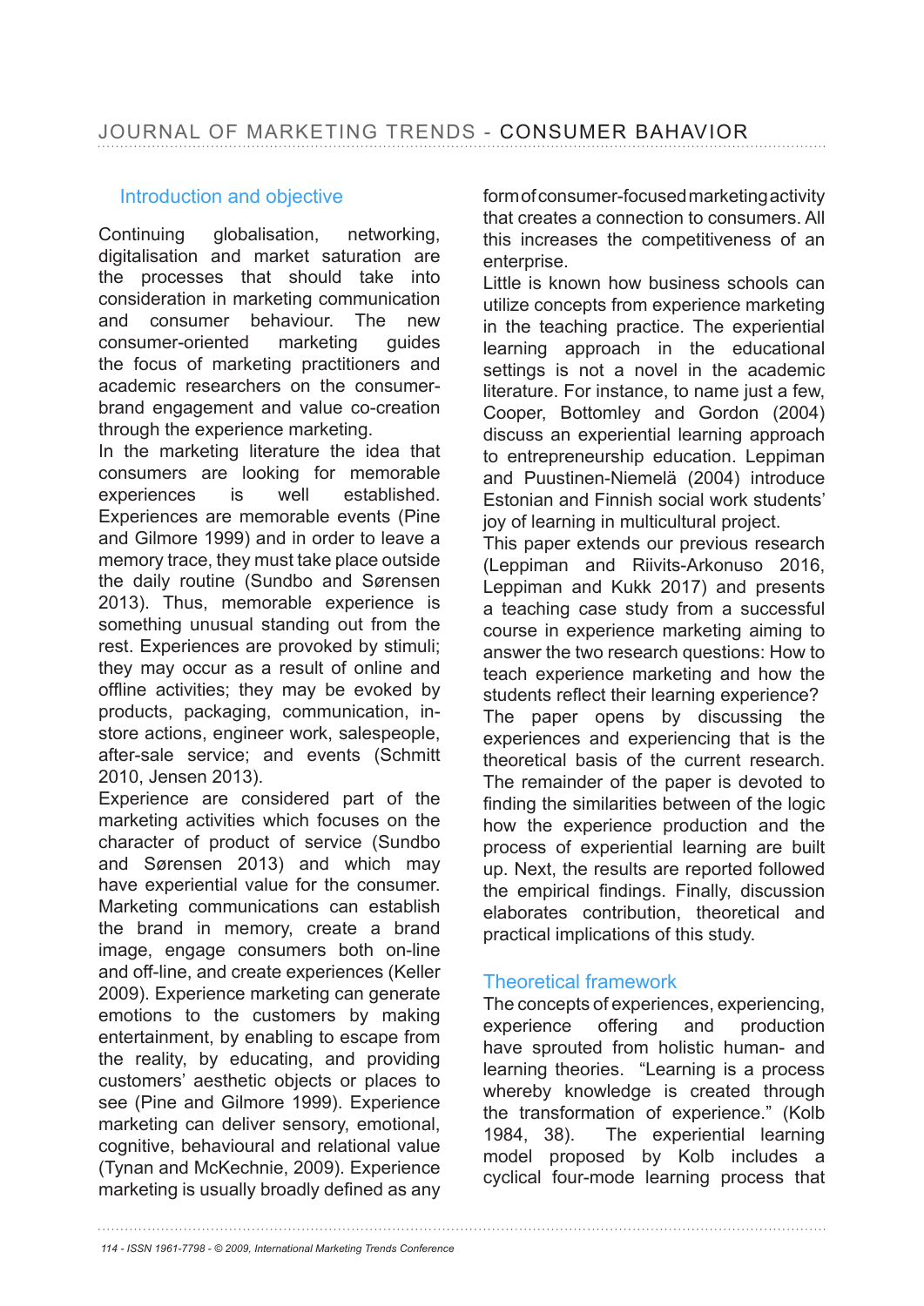## Introduction and objective

Continuing globalisation, networking, digitalisation and market saturation are the processes that should take into consideration in marketing communication and consumer behaviour. The new consumer-oriented marketing guides the focus of marketing practitioners and academic researchers on the consumer-brand engagement and value co-creation through the experience marketing.

In the marketing literature the idea that consumers are looking for memorable experiences is well established. Experiences are memorable events (Pine and Gilmore 1999) and in order to leave a memory trace, they must take place outside the daily routine (Sundbo and Sørensen 2013). Thus, memorable experience is something unusual standing out from the rest. Experiences are provoked by stimuli; they may occur as a result of online and offline activities; they may be evoked by products, packaging, communication, in-store actions, engineer work, salespeople, after-sale service; and events (Schmitt 2010, Jensen 2013).

Experience are considered part of the marketing activities which focuses on the character of product of service (Sundbo and Sørensen 2013) and which may have experiential value for the consumer. Marketing communications can establish the brand in memory, create a brand image, engage consumers both on-line and off-line, and create experiences (Keller 2009). Experience marketing can generate emotions to the customers by making entertainment, by enabling to escape from the reality, by educating, and providing customers' aesthetic objects or places to see (Pine and Gilmore 1999). Experience marketing can deliver sensory, emotional, cognitive, behavioural and relational value (Tynan and McKechnie, 2009). Experience marketing is usually broadly defined as any form of consumer-focused marketing activity that creates a connection to consumers. All this increases the competitiveness of an enterprise.

Little is known how business schools can utilize concepts from experience marketing in the teaching practice. The experiential learning approach in the educational settings is not a novel in the academic literature. For instance, to name just a few, Cooper, Bottomley and Gordon (2004) discuss an experiential learning approach to entrepreneurship education. Leppiman and Puustinen-Niemelä (2004) introduce Estonian and Finnish social work students' joy of learning in multicultural project.

This paper extends our previous research (Leppiman and Riivits-Arkonuso 2016, Leppiman and Kukk 2017) and presents a teaching case study from a successful course in experience marketing aiming to answer the two research questions: How to teach experience marketing and how the students reflect their learning experience?

The paper opens by discussing the experiences and experiencing that is the theoretical basis of the current research. The remainder of the paper is devoted to finding the similarities between of the logic how the experience production and the process of experiential learning are built up. Next, the results are reported followed the empirical findings. Finally, discussion elaborates contribution, theoretical and practical implications of this study.

## Theoretical framework

The concepts of experiences, experiencing, experience offering and production have sprouted from holistic human- and learning theories. "Learning is a process whereby knowledge is created through the transformation of experience." (Kolb 1984, 38). The experiential learning model proposed by Kolb includes a cyclical four-mode learning process that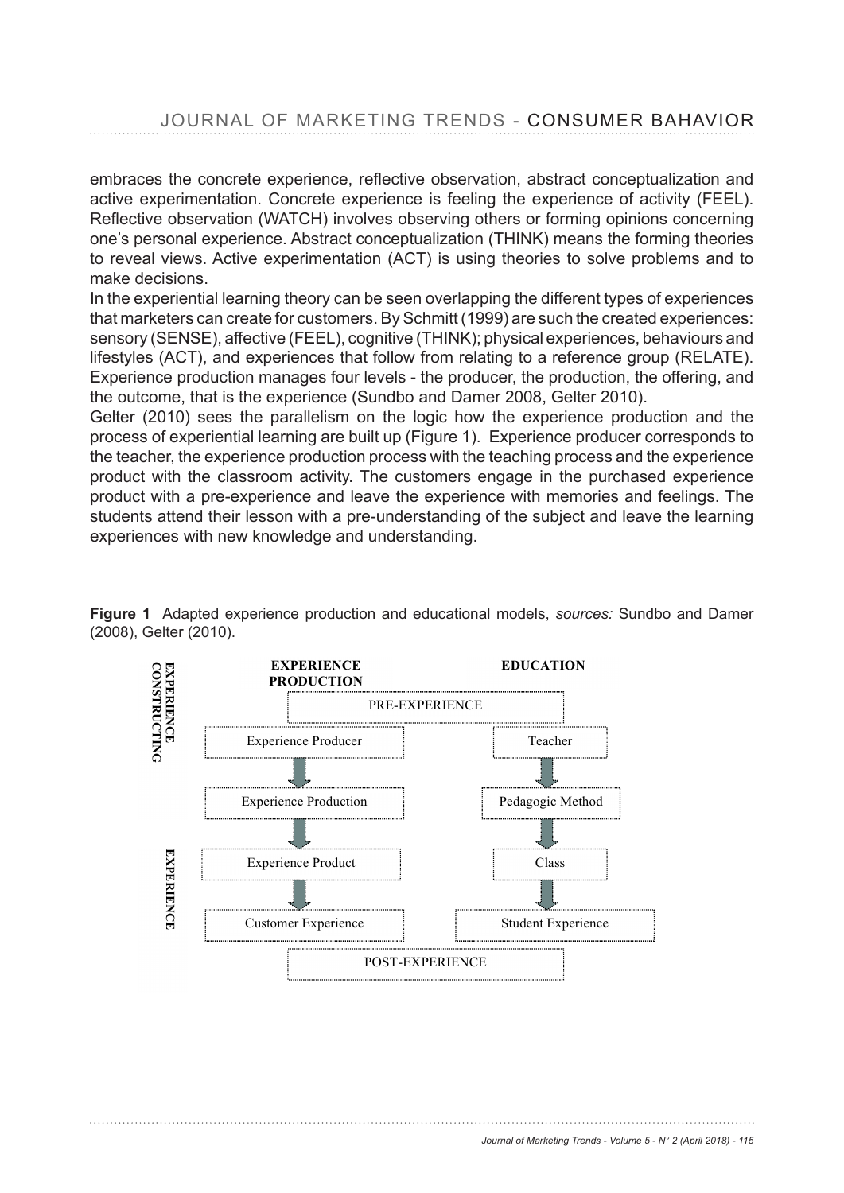embraces the concrete experience, reflective observation, abstract conceptualization and active experimentation. Concrete experience is feeling the experience of activity (FEEL). Reflective observation (WATCH) involves observing others or forming opinions concerning one's personal experience. Abstract conceptualization (THINK) means the forming theories to reveal views. Active experimentation (ACT) is using theories to solve problems and to make decisions.

In the experiential learning theory can be seen overlapping the different types of experiences that marketers can create for customers. By Schmitt (1999) are such the created experiences: sensory (SENSE), affective (FEEL), cognitive (THINK); physical experiences, behaviours and lifestyles (ACT), and experiences that follow from relating to a reference group (RELATE). Experience production manages four levels - the producer, the production, the offering, and the outcome, that is the experience (Sundbo and Damer 2008, Gelter 2010).

Gelter (2010) sees the parallelism on the logic how the experience production and the process of experiential learning are built up (Figure 1). Experience producer corresponds to the teacher, the experience production process with the teaching process and the experience product with the classroom activity. The customers engage in the purchased experience product with a pre-experience and leave the experience with memories and feelings. The students attend their lesson with a pre-understanding of the subject and leave the learning experiences with new knowledge and understanding.

**Figure 1** Adapted experience production and educational models, *sources:* Sundbo and Damer (2008), Gelter (2010).

| | EXPERIENCE PRODUCTION | EDUCATION |
|---|---|---|
| | PRE-EXPERIENCE | |
| EXPERIENCE CONSTRUCTING | Experience Producer | Teacher |
| | Experience Production | Pedagogic Method |
| EXPERIENCE | Experience Product | Class |
| | Customer Experience | Student Experience |
| | POST-EXPERIENCE | |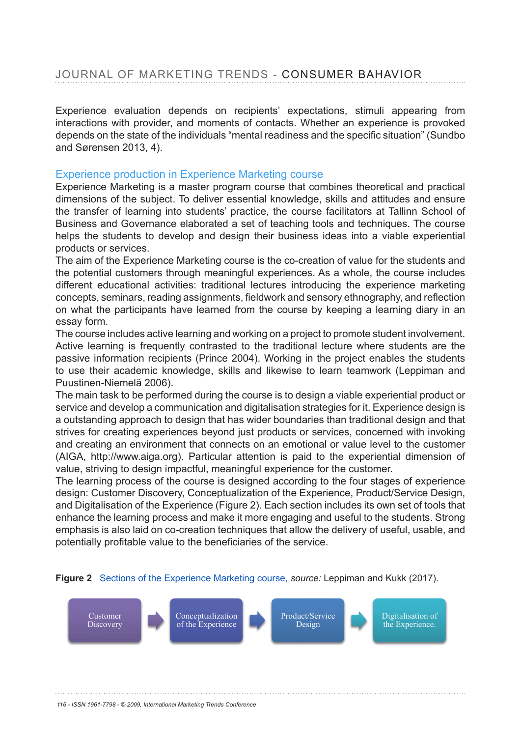Experience evaluation depends on recipients' expectations, stimuli appearing from interactions with provider, and moments of contacts. Whether an experience is provoked depends on the state of the individuals "mental readiness and the specific situation" (Sundbo and Sørensen 2013, 4).

## Experience production in Experience Marketing course

Experience Marketing is a master program course that combines theoretical and practical dimensions of the subject. To deliver essential knowledge, skills and attitudes and ensure the transfer of learning into students' practice, the course facilitators at Tallinn School of Business and Governance elaborated a set of teaching tools and techniques. The course helps the students to develop and design their business ideas into a viable experiential products or services.

The aim of the Experience Marketing course is the co-creation of value for the students and the potential customers through meaningful experiences. As a whole, the course includes different educational activities: traditional lectures introducing the experience marketing concepts, seminars, reading assignments, fieldwork and sensory ethnography, and reflection on what the participants have learned from the course by keeping a learning diary in an essay form.

The course includes active learning and working on a project to promote student involvement. Active learning is frequently contrasted to the traditional lecture where students are the passive information recipients (Prince 2004). Working in the project enables the students to use their academic knowledge, skills and likewise to learn teamwork (Leppiman and Puustinen-Niemelä 2006).

The main task to be performed during the course is to design a viable experiential product or service and develop a communication and digitalisation strategies for it. Experience design is a outstanding approach to design that has wider boundaries than traditional design and that strives for creating experiences beyond just products or services, concerned with invoking and creating an environment that connects on an emotional or value level to the customer (AIGA, http://www.aiga.org). Particular attention is paid to the experiential dimension of value, striving to design impactful, meaningful experience for the customer.

The learning process of the course is designed according to the four stages of experience design: Customer Discovery, Conceptualization of the Experience, Product/Service Design, and Digitalisation of the Experience (Figure 2). Each section includes its own set of tools that enhance the learning process and make it more engaging and useful to the students. Strong emphasis is also laid on co-creation techniques that allow the delivery of useful, usable, and potentially profitable value to the beneficiaries of the service.

**Figure 2** Sections of the Experience Marketing course, *source:* Leppiman and Kukk (2017).

Customer Discovery → Conceptualization of the Experience → Product/Service Design → Digitalisation of the Experience.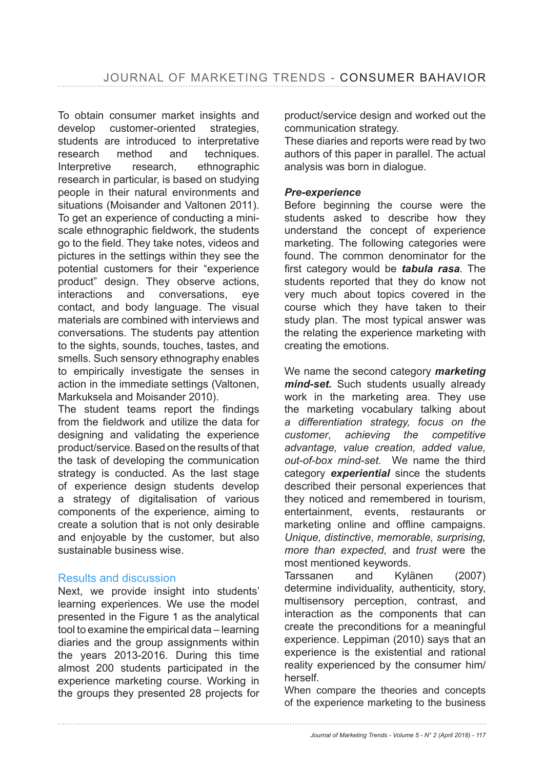To obtain consumer market insights and develop customer-oriented strategies, students are introduced to interpretative research method and techniques. Interpretive research, ethnographic research in particular, is based on studying people in their natural environments and situations (Moisander and Valtonen 2011). To get an experience of conducting a mini-scale ethnographic fieldwork, the students go to the field. They take notes, videos and pictures in the settings within they see the potential customers for their "experience product" design. They observe actions, interactions and conversations, eye contact, and body language. The visual materials are combined with interviews and conversations. The students pay attention to the sights, sounds, touches, tastes, and smells. Such sensory ethnography enables to empirically investigate the senses in action in the immediate settings (Valtonen, Markuksela and Moisander 2010).

The student teams report the findings from the fieldwork and utilize the data for designing and validating the experience product/service. Based on the results of that the task of developing the communication strategy is conducted. As the last stage of experience design students develop a strategy of digitalisation of various components of the experience, aiming to create a solution that is not only desirable and enjoyable by the customer, but also sustainable business wise.

## Results and discussion

Next, we provide insight into students' learning experiences. We use the model presented in the Figure 1 as the analytical tool to examine the empirical data – learning diaries and the group assignments within the years 2013-2016. During this time almost 200 students participated in the experience marketing course. Working in the groups they presented 28 projects for product/service design and worked out the communication strategy.

These diaries and reports were read by two authors of this paper in parallel. The actual analysis was born in dialogue.

### *Pre-experience*

Before beginning the course were the students asked to describe how they understand the concept of experience marketing. The following categories were found. The common denominator for the first category would be ***tabula rasa****.* The students reported that they do know not very much about topics covered in the course which they have taken to their study plan. The most typical answer was the relating the experience marketing with creating the emotions.

We name the second category ***marketing mind-set.*** Such students usually already work in the marketing area. They use the marketing vocabulary talking about *a differentiation strategy, focus on the customer*, *achieving the competitive advantage, value creation, added value, out-of-box mind-set.* We name the third category ***experiential*** since the students described their personal experiences that they noticed and remembered in tourism, entertainment, events, restaurants or marketing online and offline campaigns. *Unique, distinctive, memorable, surprising, more than expected,* and *trust* were the most mentioned keywords.

Tarssanen and Kylänen (2007) determine individuality, authenticity, story, multisensory perception, contrast, and interaction as the components that can create the preconditions for a meaningful experience. Leppiman (2010) says that an experience is the existential and rational reality experienced by the consumer him/herself.

When compare the theories and concepts of the experience marketing to the business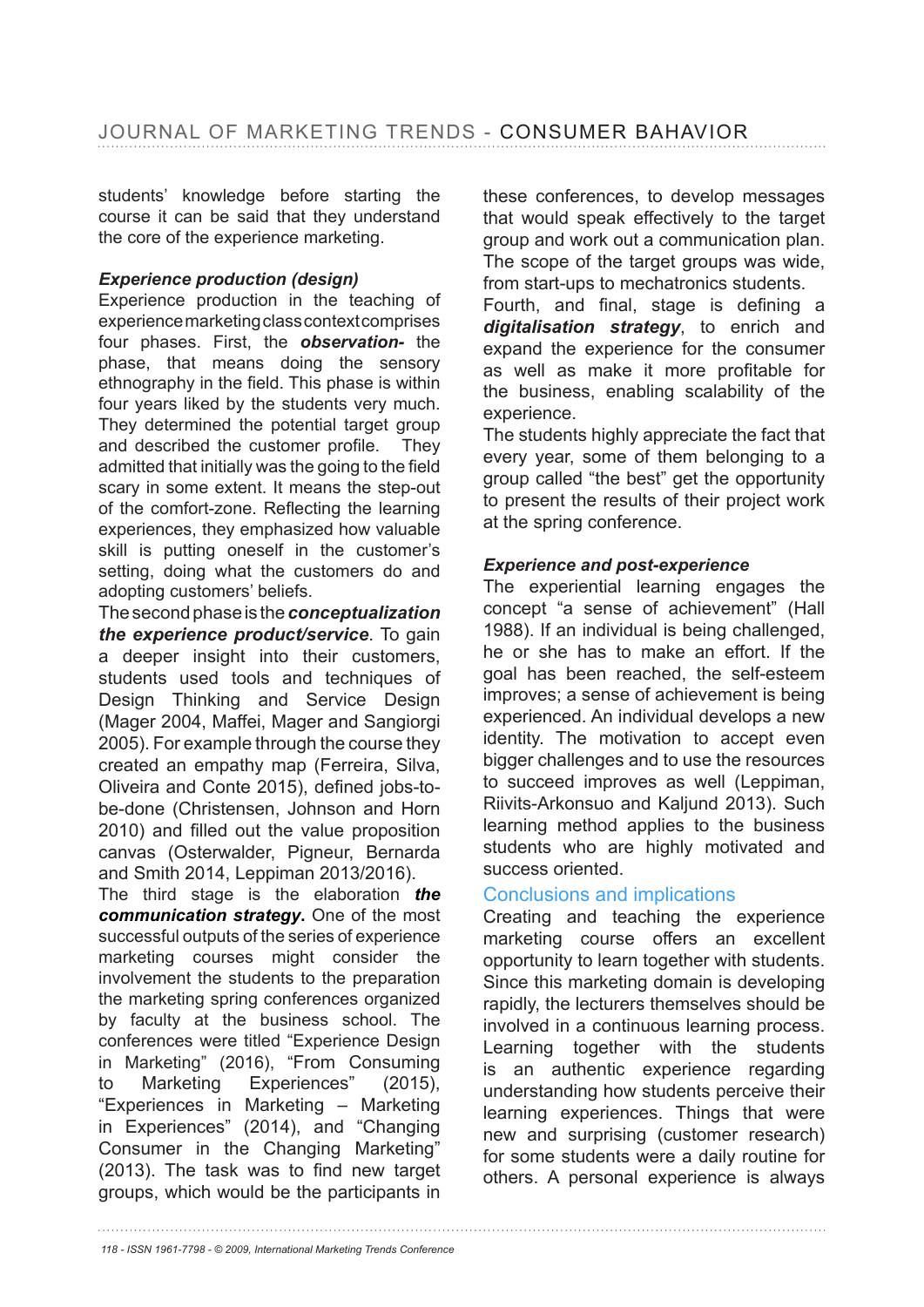students' knowledge before starting the course it can be said that they understand the core of the experience marketing.

### *Experience production (design)*

Experience production in the teaching of experience marketing class context comprises four phases. First, the ***observation-*** the phase, that means doing the sensory ethnography in the field. This phase is within four years liked by the students very much. They determined the potential target group and described the customer profile. They admitted that initially was the going to the field scary in some extent. It means the step-out of the comfort-zone. Reflecting the learning experiences, they emphasized how valuable skill is putting oneself in the customer's setting, doing what the customers do and adopting customers' beliefs.

The second phase is the ***conceptualization the experience product/service***. To gain a deeper insight into their customers, students used tools and techniques of Design Thinking and Service Design (Mager 2004, Maffei, Mager and Sangiorgi 2005). For example through the course they created an empathy map (Ferreira, Silva, Oliveira and Conte 2015), defined jobs-to-be-done (Christensen, Johnson and Horn 2010) and filled out the value proposition canvas (Osterwalder, Pigneur, Bernarda and Smith 2014, Leppiman 2013/2016).

The third stage is the elaboration ***the communication strategy***. One of the most successful outputs of the series of experience marketing courses might consider the involvement the students to the preparation the marketing spring conferences organized by faculty at the business school. The conferences were titled "Experience Design in Marketing" (2016), "From Consuming to Marketing Experiences" (2015), "Experiences in Marketing – Marketing in Experiences" (2014), and "Changing Consumer in the Changing Marketing" (2013). The task was to find new target groups, which would be the participants in these conferences, to develop messages that would speak effectively to the target group and work out a communication plan. The scope of the target groups was wide, from start-ups to mechatronics students.

Fourth, and final, stage is defining a ***digitalisation strategy***, to enrich and expand the experience for the consumer as well as make it more profitable for the business, enabling scalability of the experience.

The students highly appreciate the fact that every year, some of them belonging to a group called "the best" get the opportunity to present the results of their project work at the spring conference.

### *Experience and post-experience*

The experiential learning engages the concept "a sense of achievement" (Hall 1988). If an individual is being challenged, he or she has to make an effort. If the goal has been reached, the self-esteem improves; a sense of achievement is being experienced. An individual develops a new identity. The motivation to accept even bigger challenges and to use the resources to succeed improves as well (Leppiman, Riivits-Arkonsuo and Kaljund 2013). Such learning method applies to the business students who are highly motivated and success oriented.

## Conclusions and implications

Creating and teaching the experience marketing course offers an excellent opportunity to learn together with students. Since this marketing domain is developing rapidly, the lecturers themselves should be involved in a continuous learning process. Learning together with the students is an authentic experience regarding understanding how students perceive their learning experiences. Things that were new and surprising (customer research) for some students were a daily routine for others. A personal experience is always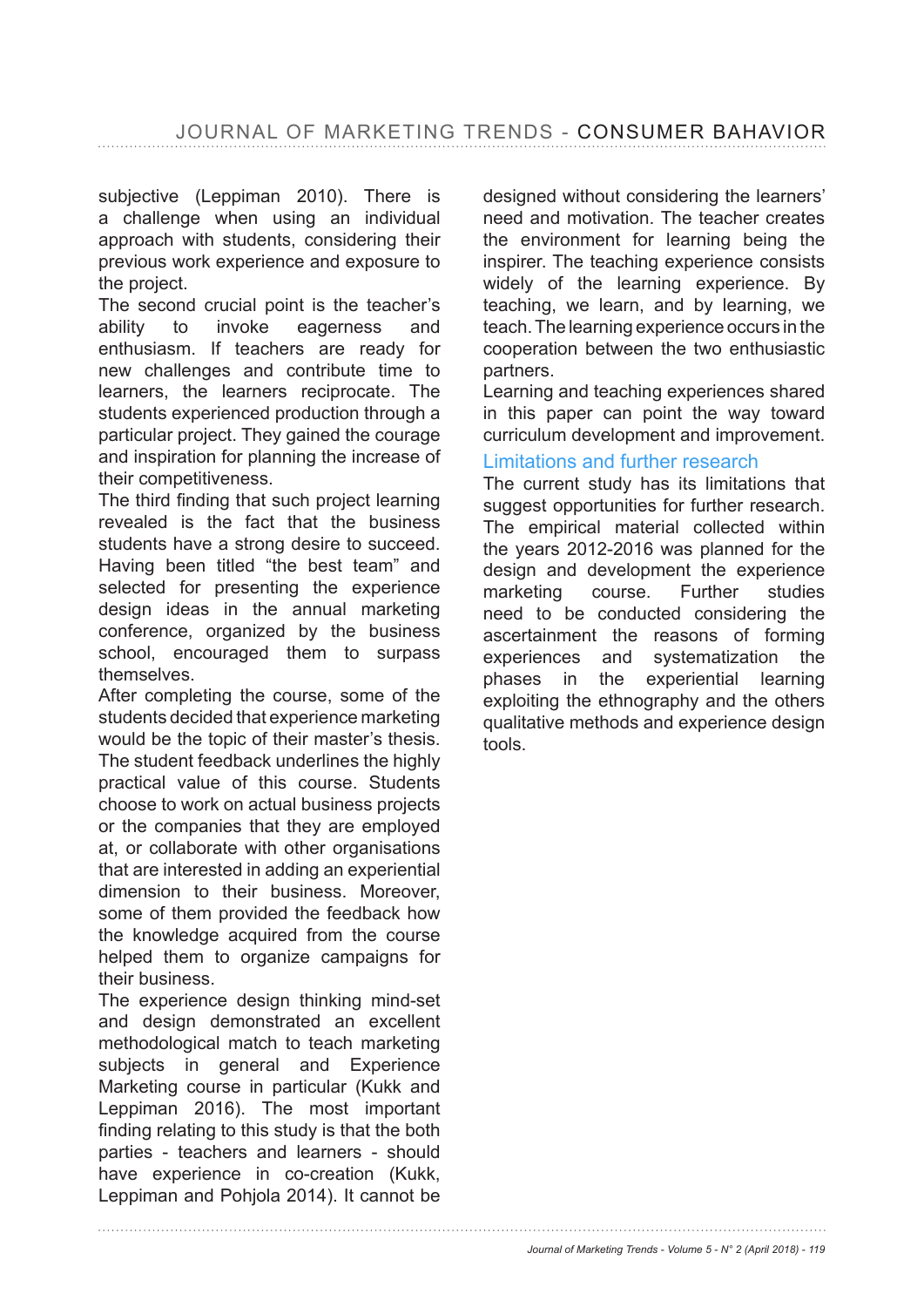subjective (Leppiman 2010). There is a challenge when using an individual approach with students, considering their previous work experience and exposure to the project.

The second crucial point is the teacher's ability to invoke eagerness and enthusiasm. If teachers are ready for new challenges and contribute time to learners, the learners reciprocate. The students experienced production through a particular project. They gained the courage and inspiration for planning the increase of their competitiveness.

The third finding that such project learning revealed is the fact that the business students have a strong desire to succeed. Having been titled "the best team" and selected for presenting the experience design ideas in the annual marketing conference, organized by the business school, encouraged them to surpass themselves.

After completing the course, some of the students decided that experience marketing would be the topic of their master's thesis. The student feedback underlines the highly practical value of this course. Students choose to work on actual business projects or the companies that they are employed at, or collaborate with other organisations that are interested in adding an experiential dimension to their business. Moreover, some of them provided the feedback how the knowledge acquired from the course helped them to organize campaigns for their business.

The experience design thinking mind-set and design demonstrated an excellent methodological match to teach marketing subjects in general and Experience Marketing course in particular (Kukk and Leppiman 2016). The most important finding relating to this study is that the both parties - teachers and learners - should have experience in co-creation (Kukk, Leppiman and Pohjola 2014). It cannot be designed without considering the learners' need and motivation. The teacher creates the environment for learning being the inspirer. The teaching experience consists widely of the learning experience. By teaching, we learn, and by learning, we teach. The learning experience occurs in the cooperation between the two enthusiastic partners.

Learning and teaching experiences shared in this paper can point the way toward curriculum development and improvement.

## Limitations and further research

The current study has its limitations that suggest opportunities for further research. The empirical material collected within the years 2012-2016 was planned for the design and development the experience marketing course. Further studies need to be conducted considering the ascertainment the reasons of forming experiences and systematization the phases in the experiential learning exploiting the ethnography and the others qualitative methods and experience design tools.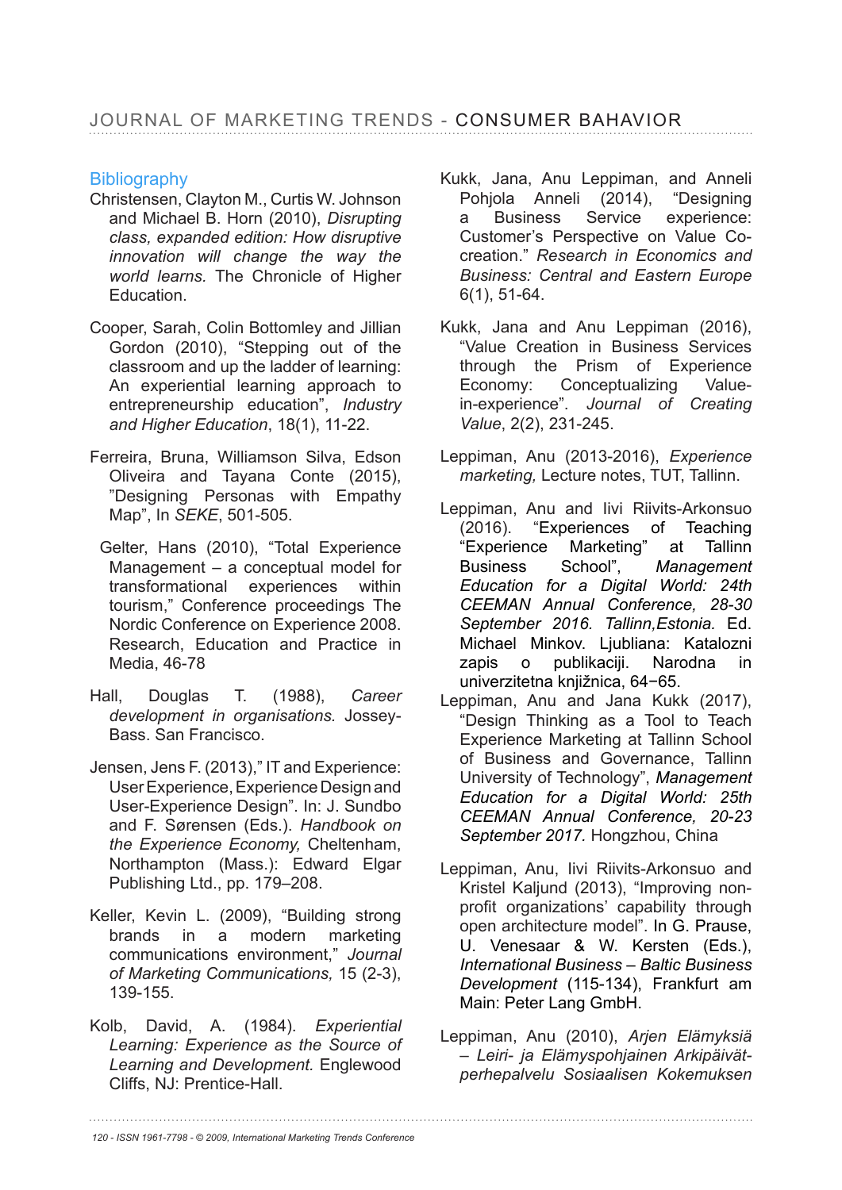## Bibliography

Christensen, Clayton M., Curtis W. Johnson and Michael B. Horn (2010), *Disrupting class, expanded edition: How disruptive innovation will change the way the world learns*. The Chronicle of Higher Education.

Cooper, Sarah, Colin Bottomley and Jillian Gordon (2010), "Stepping out of the classroom and up the ladder of learning: An experiential learning approach to entrepreneurship education", *Industry and Higher Education*, 18(1), 11-22.

Ferreira, Bruna, Williamson Silva, Edson Oliveira and Tayana Conte (2015), "Designing Personas with Empathy Map", In *SEKE*, 501-505.

Gelter, Hans (2010), "Total Experience Management – a conceptual model for transformational experiences within tourism," Conference proceedings The Nordic Conference on Experience 2008. Research, Education and Practice in Media, 46-78

Hall, Douglas T. (1988), *Career development in organisations*. Jossey-Bass. San Francisco.

Jensen, Jens F. (2013)," IT and Experience: User Experience, Experience Design and User-Experience Design". In: J. Sundbo and F. Sørensen (Eds.). *Handbook on the Experience Economy,* Cheltenham, Northampton (Mass.): Edward Elgar Publishing Ltd., pp. 179–208.

Keller, Kevin L. (2009), "Building strong brands in a modern marketing communications environment," *Journal of Marketing Communications,* 15 (2-3), 139-155.

Kolb, David, A. (1984). *Experiential Learning: Experience as the Source of Learning and Development.* Englewood Cliffs, NJ: Prentice-Hall.

Kukk, Jana, Anu Leppiman, and Anneli Pohjola Anneli (2014), "Designing a Business Service experience: Customer's Perspective on Value Co-creation." *Research in Economics and Business: Central and Eastern Europe* 6(1), 51-64.

Kukk, Jana and Anu Leppiman (2016), "Value Creation in Business Services through the Prism of Experience Economy: Conceptualizing Value-in-experience". *Journal of Creating Value*, 2(2), 231-245.

Leppiman, Anu (2013-2016), *Experience marketing,* Lecture notes, TUT, Tallinn.

Leppiman, Anu and Iivi Riivits-Arkonsuo (2016). "Experiences of Teaching "Experience Marketing" at Tallinn Business School", *Management Education for a Digital World: 24th CEEMAN Annual Conference, 28-30 September 2016. Tallinn,Estonia.* Ed. Michael Minkov. Ljubliana: Katalozni zapis o publikaciji. Narodna in univerzitetna knjižnica, 64−65.

Leppiman, Anu and Jana Kukk (2017), "Design Thinking as a Tool to Teach Experience Marketing at Tallinn School of Business and Governance, Tallinn University of Technology", *Management Education for a Digital World: 25th CEEMAN Annual Conference, 20-23 September 2017.* Hongzhou, China

Leppiman, Anu, Iivi Riivits-Arkonsuo and Kristel Kaljund (2013), "Improving non-profit organizations' capability through open architecture model". In G. Prause, U. Venesaar & W. Kersten (Eds.), *International Business – Baltic Business Development* (115-134), Frankfurt am Main: Peter Lang GmbH.

Leppiman, Anu (2010), *Arjen Elämyksiä – Leiri- ja Elämyspohjainen Arkipäivät-perhepalvelu Sosiaalisen Kokemuksen*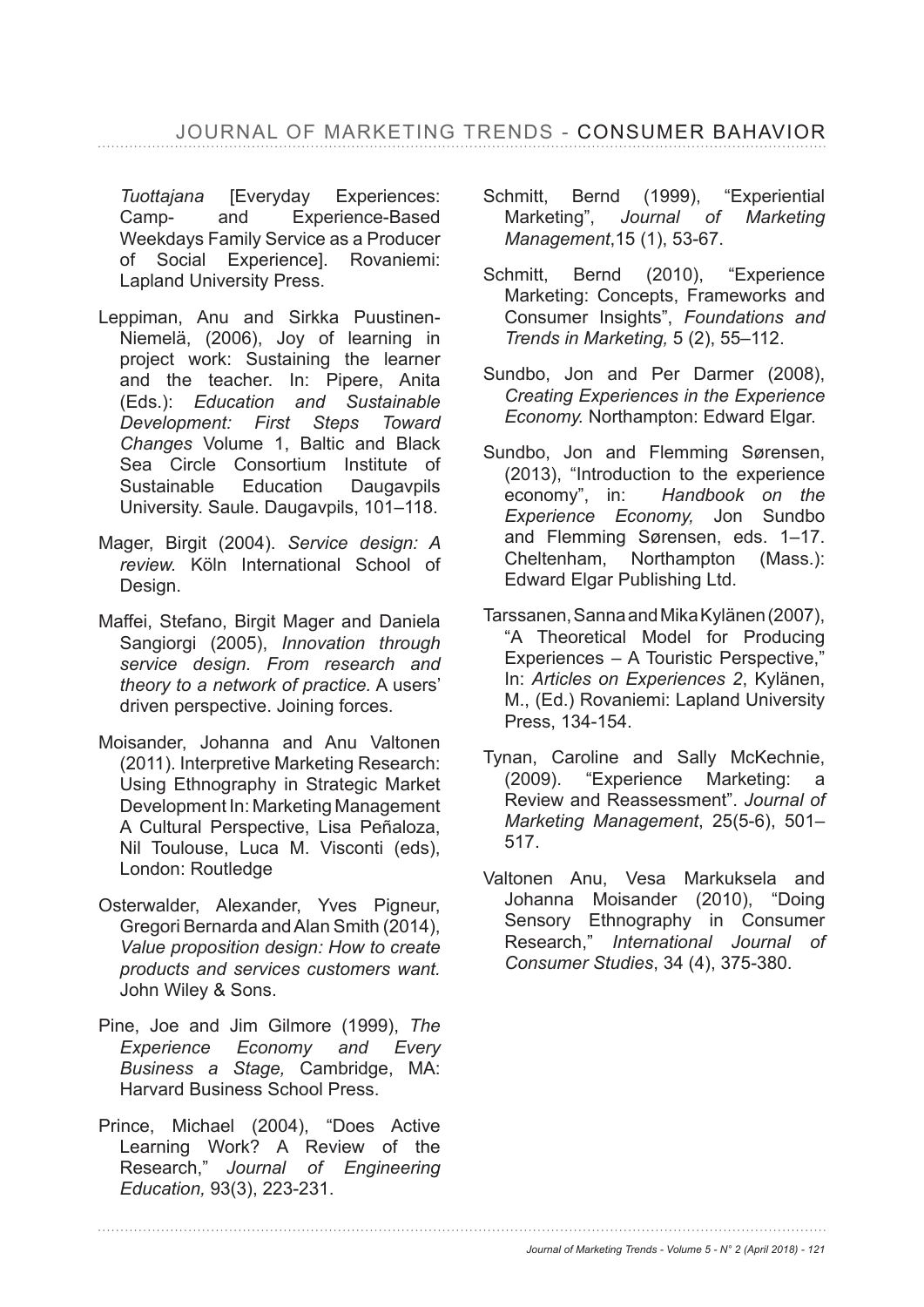*Tuottajana* [Everyday Experiences: Camp- and Experience-Based Weekdays Family Service as a Producer of Social Experience]. Rovaniemi: Lapland University Press.

Leppiman, Anu and Sirkka Puustinen-Niemelä, (2006), Joy of learning in project work: Sustaining the learner and the teacher. In: Pipere, Anita (Eds.): *Education and Sustainable Development: First Steps Toward Changes* Volume 1, Baltic and Black Sea Circle Consortium Institute of Sustainable Education Daugavpils University. Saule. Daugavpils, 101–118.

Mager, Birgit (2004). *Service design: A review*. Köln International School of Design.

Maffei, Stefano, Birgit Mager and Daniela Sangiorgi (2005), *Innovation through service design. From research and theory to a network of practice.* A users' driven perspective. Joining forces.

Moisander, Johanna and Anu Valtonen (2011). Interpretive Marketing Research: Using Ethnography in Strategic Market Development In: Marketing Management A Cultural Perspective, Lisa Peñaloza, Nil Toulouse, Luca M. Visconti (eds), London: Routledge

Osterwalder, Alexander, Yves Pigneur, Gregori Bernarda and Alan Smith (2014), *Value proposition design: How to create products and services customers want.* John Wiley & Sons.

Pine, Joe and Jim Gilmore (1999), *The Experience Economy and Every Business a Stage,* Cambridge, MA: Harvard Business School Press.

Prince, Michael (2004), "Does Active Learning Work? A Review of the Research," *Journal of Engineering Education,* 93(3), 223-231.

Schmitt, Bernd (1999), "Experiential Marketing", *Journal of Marketing Management*,15 (1), 53-67.

Schmitt, Bernd (2010), "Experience Marketing: Concepts, Frameworks and Consumer Insights", *Foundations and Trends in Marketing,* 5 (2), 55–112.

Sundbo, Jon and Per Darmer (2008), *Creating Experiences in the Experience Economy.* Northampton: Edward Elgar.

Sundbo, Jon and Flemming Sørensen, (2013), "Introduction to the experience economy", in: *Handbook on the Experience Economy,* Jon Sundbo and Flemming Sørensen, eds. 1–17. Cheltenham, Northampton (Mass.): Edward Elgar Publishing Ltd.

Tarssanen, Sanna and Mika Kylänen (2007), "A Theoretical Model for Producing Experiences – A Touristic Perspective," In: *Articles on Experiences 2*, Kylänen, M., (Ed.) Rovaniemi: Lapland University Press, 134-154.

Tynan, Caroline and Sally McKechnie, (2009). "Experience Marketing: a Review and Reassessment". *Journal of Marketing Management*, 25(5-6), 501–517.

Valtonen Anu, Vesa Markuksela and Johanna Moisander (2010), "Doing Sensory Ethnography in Consumer Research," *International Journal of Consumer Studies*, 34 (4), 375-380.